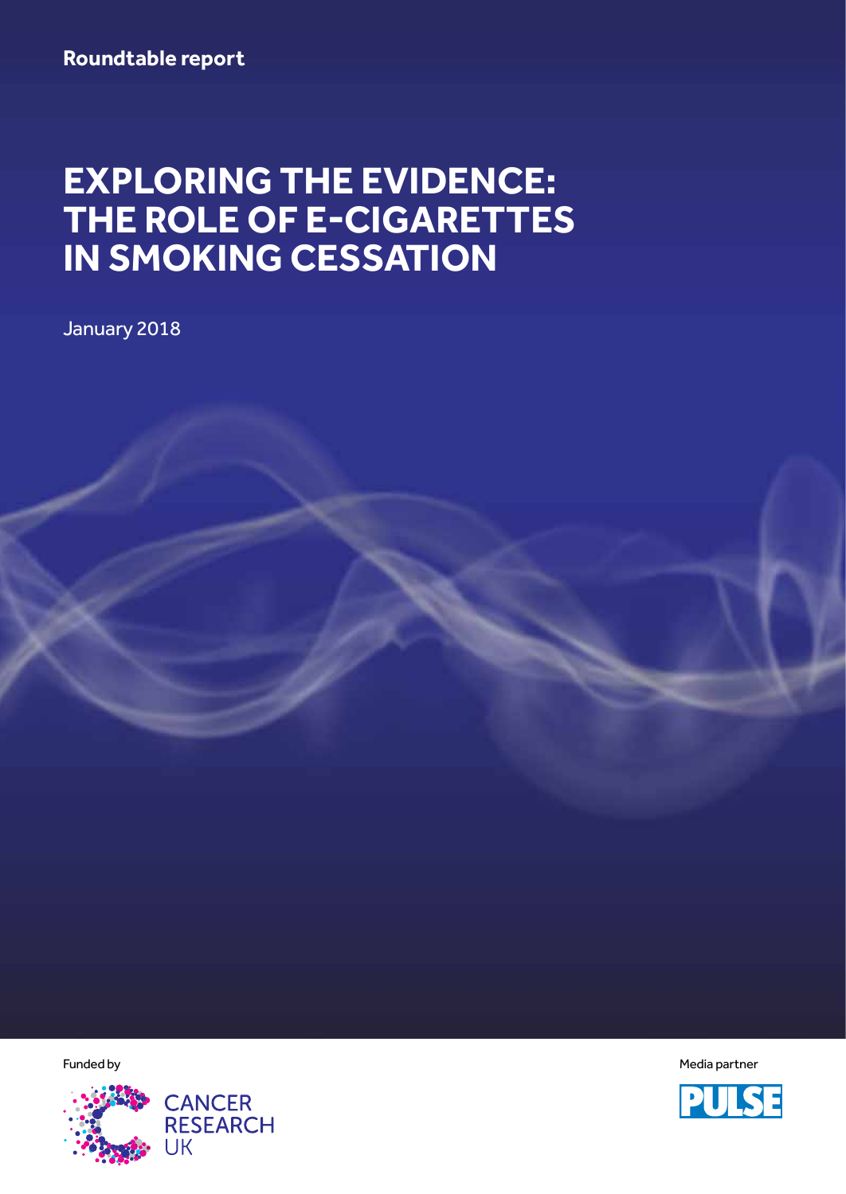**Roundtable report**

# EXPLORING THE EVIDENCE: THE ROLE OF E-CIGARETTES IN SMOKING CESSATION

January 2018

Funded by

CANCER RESEARCH UK

Media partner

PULSE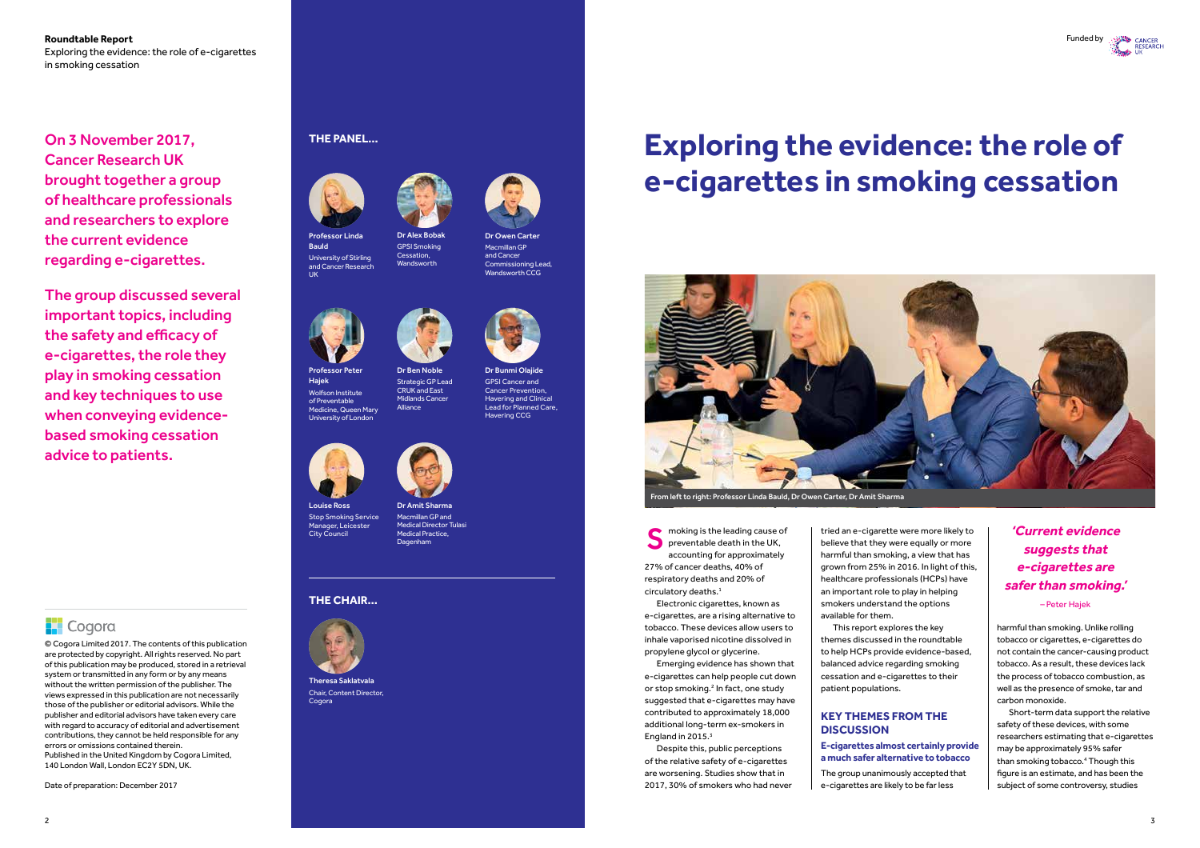**Roundtable Report**
Exploring the evidence: the role of e-cigarettes in smoking cessation

Funded by Cancer Research UK

On 3 November 2017, Cancer Research UK brought together a group of healthcare professionals and researchers to explore the current evidence regarding e-cigarettes.

The group discussed several important topics, including the safety and efficacy of e-cigarettes, the role they play in smoking cessation and key techniques to use when conveying evidence-based smoking cessation advice to patients.

Cogora

© Cogora Limited 2017. The contents of this publication are protected by copyright. All rights reserved. No part of this publication may be produced, stored in a retrieval system or transmitted in any form or by any means without the written permission of the publisher. The views expressed in this publication are not necessarily those of the publisher or editorial advisors. While the publisher and editorial advisors have taken every care with regard to accuracy of editorial and advertisement contributions, they cannot be held responsible for any errors or omissions contained therein.
Published in the United Kingdom by Cogora Limited, 140 London Wall, London EC2Y 5DN, UK.

Date of preparation: December 2017

## THE PANEL...

**Professor Linda Bauld**
University of Stirling and Cancer Research UK

**Dr Alex Bobak**
GPSI Smoking Cessation, Wandsworth

**Dr Owen Carter**
Macmillan GP and Cancer Commissioning Lead, Wandsworth CCG

**Professor Peter Hajek**
Wolfson Institute of Preventable Medicine, Queen Mary University of London

**Dr Ben Noble**
Strategic GP Lead CRUK and East Midlands Cancer Alliance

**Dr Bunmi Olajide**
GPSI Cancer and Cancer Prevention, Havering and Clinical Lead for Planned Care, Havering CCG

**Louise Ross**
Stop Smoking Service Manager, Leicester City Council

**Dr Amit Sharma**
Macmillan GP and Medical Director Tulasi Medical Practice, Dagenham

## THE CHAIR...

**Theresa Saklatvala**
Chair, Content Director, Cogora

# Exploring the evidence: the role of e-cigarettes in smoking cessation

From left to right: Professor Linda Bauld, Dr Owen Carter, Dr Amit Sharma

Smoking is the leading cause of preventable death in the UK, accounting for approximately 27% of cancer deaths, 40% of respiratory deaths and 20% of circulatory deaths.[1]

Electronic cigarettes, known as e-cigarettes, are a rising alternative to tobacco. These devices allow users to inhale vaporised nicotine dissolved in propylene glycol or glycerine.

Emerging evidence has shown that e-cigarettes can help people cut down or stop smoking.[2] In fact, one study suggested that e-cigarettes may have contributed to approximately 18,000 additional long-term ex-smokers in England in 2015.[3]

Despite this, public perceptions of the relative safety of e-cigarettes are worsening. Studies show that in 2017, 30% of smokers who had never tried an e-cigarette were more likely to believe that they were equally or more harmful than smoking, a view that has grown from 25% in 2016. In light of this, healthcare professionals (HCPs) have an important role to play in helping smokers understand the options available for them.

This report explores the key themes discussed in the roundtable to help HCPs provide evidence-based, balanced advice regarding smoking cessation and e-cigarettes to their patient populations.

## KEY THEMES FROM THE DISCUSSION

### E-cigarettes almost certainly provide a much safer alternative to tobacco

The group unanimously accepted that e-cigarettes are likely to be far less harmful than smoking. Unlike rolling tobacco or cigarettes, e-cigarettes do not contain the cancer-causing product tobacco. As a result, these devices lack the process of tobacco combustion, as well as the presence of smoke, tar and carbon monoxide.

*'Current evidence suggests that e-cigarettes are safer than smoking.'*
– Peter Hajek

Short-term data support the relative safety of these devices, with some researchers estimating that e-cigarettes may be approximately 95% safer than smoking tobacco.[4] Though this figure is an estimate, and has been the subject of some controversy, studies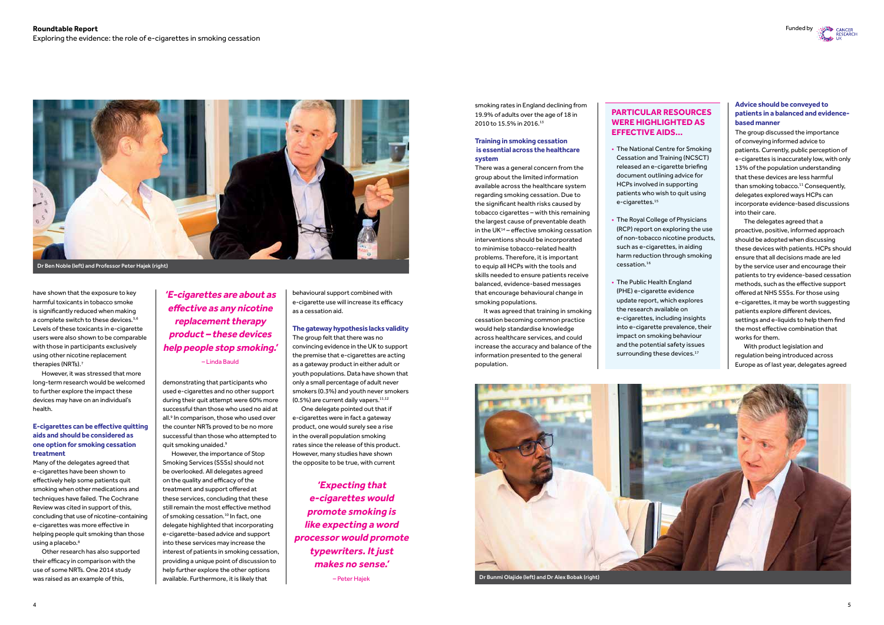Dr Ben Noble (left) and Professor Peter Hajek (right)

have shown that the exposure to key harmful toxicants in tobacco smoke is significantly reduced when making a complete switch to these devices.[5,6] Levels of these toxicants in e-cigarette users were also shown to be comparable with those in participants exclusively using other nicotine replacement therapies (NRTs).[7]

However, it was stressed that more long-term research would be welcomed to further explore the impact these devices may have on an individual's health.

### E-cigarettes can be effective quitting aids and should be considered as one option for smoking cessation treatment

Many of the delegates agreed that e-cigarettes have been shown to effectively help some patients quit smoking when other medications and techniques have failed. The Cochrane Review was cited in support of this, concluding that use of nicotine-containing e-cigarettes was more effective in helping people quit smoking than those using a placebo.[8]

Other research has also supported their efficacy in comparison with the use of some NRTs. One 2014 study was raised as an example of this, demonstrating that participants who used e-cigarettes and no other support during their quit attempt were 60% more successful than those who used no aid at all.[9] In comparison, those who used over the counter NRTs proved to be no more successful than those who attempted to quit smoking unaided.[9]

> ***'E-cigarettes are about as effective as any nicotine replacement therapy product – these devices help people stop smoking.'***
>
> – Linda Bauld

However, the importance of Stop Smoking Services (SSSs) should not be overlooked. All delegates agreed on the quality and efficacy of the treatment and support offered at these services, concluding that these still remain the most effective method of smoking cessation.[10] In fact, one delegate highlighted that incorporating e-cigarette-based advice and support into these services may increase the interest of patients in smoking cessation, providing a unique point of discussion to help further explore the other options available. Furthermore, it is likely that behavioural support combined with e-cigarette use will increase its efficacy as a cessation aid.

### The gateway hypothesis lacks validity

The group felt that there was no convincing evidence in the UK to support the premise that e-cigarettes are acting as a gateway product in either adult or youth populations. Data have shown that only a small percentage of adult never smokers (0.3%) and youth never smokers (0.5%) are current daily vapers.[11,12]

One delegate pointed out that if e-cigarettes were in fact a gateway product, one would surely see a rise in the overall population smoking rates since the release of this product. However, many studies have shown the opposite to be true, with current smoking rates in England declining from 19.9% of adults over the age of 18 in 2010 to 15.5% in 2016.[13]

> ***'Expecting that e-cigarettes would promote smoking is like expecting a word processor would promote typewriters. It just makes no sense.'***
>
> – Peter Hajek

### Training in smoking cessation is essential across the healthcare system

There was a general concern from the group about the limited information available across the healthcare system regarding smoking cessation. Due to the significant health risks caused by tobacco cigarettes – with this remaining the largest cause of preventable death in the UK[14] – effective smoking cessation interventions should be incorporated to minimise tobacco-related health problems. Therefore, it is important to equip all HCPs with the tools and skills needed to ensure patients receive balanced, evidence-based messages that encourage behavioural change in smoking populations.

It was agreed that training in smoking cessation becoming common practice would help standardise knowledge across healthcare services, and could increase the accuracy and balance of the information presented to the general population.

### PARTICULAR RESOURCES WERE HIGHLIGHTED AS EFFECTIVE AIDS...

- The National Centre for Smoking Cessation and Training (NCSCT) released an e-cigarette briefing document outlining advice for HCPs involved in supporting patients who wish to quit using e-cigarettes.[15]
- The Royal College of Physicians (RCP) report on exploring the use of non-tobacco nicotine products, such as e-cigarettes, in aiding harm reduction through smoking cessation.[16]
- The Public Health England (PHE) e-cigarette evidence update report, which explores the research available on e-cigarettes, including insights into e-cigarette prevalence, their impact on smoking behaviour and the potential safety issues surrounding these devices.[17]

### Advice should be conveyed to patients in a balanced and evidence-based manner

The group discussed the importance of conveying informed advice to patients. Currently, public perception of e-cigarettes is inaccurately low, with only 13% of the population understanding that these devices are less harmful than smoking tobacco.[11] Consequently, delegates explored ways HCPs can incorporate evidence-based discussions into their care.

The delegates agreed that a proactive, positive, informed approach should be adopted when discussing these devices with patients. HCPs should ensure that all decisions made are led by the service user and encourage their patients to try evidence-based cessation methods, such as the effective support offered at NHS SSSs. For those using e-cigarettes, it may be worth suggesting patients explore different devices, settings and e-liquids to help them find the most effective combination that works for them.

With product legislation and regulation being introduced across Europe as of last year, delegates agreed

Dr Bunmi Olajide (left) and Dr Alex Bobak (right)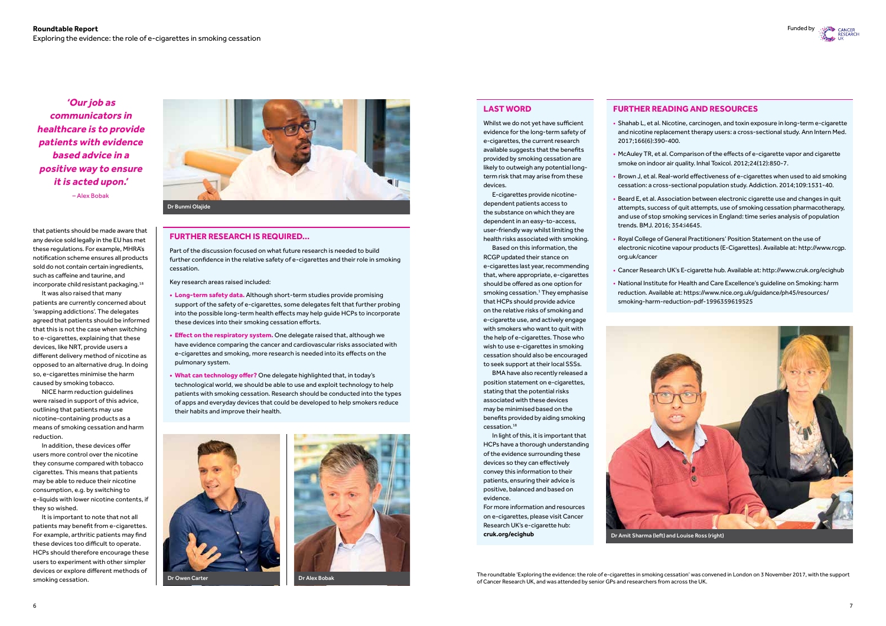*'Our job as communicators in healthcare is to provide patients with evidence based advice in a positive way to ensure it is acted upon.'*

– Alex Bobak

Dr Bunmi Olajide

that patients should be made aware that any device sold legally in the EU has met these regulations. For example, MHRA's notification scheme ensures all products sold do not contain certain ingredients, such as caffeine and taurine, and incorporate child resistant packaging.[18]

It was also raised that many patients are currently concerned about 'swapping addictions'. The delegates agreed that patients should be informed that this is not the case when switching to e-cigarettes, explaining that these devices, like NRT, provide users a different delivery method of nicotine as opposed to an alternative drug. In doing so, e-cigarettes minimise the harm caused by smoking tobacco.

NICE harm reduction guidelines were raised in support of this advice, outlining that patients may use nicotine-containing products as a means of smoking cessation and harm reduction.

In addition, these devices offer users more control over the nicotine they consume compared with tobacco cigarettes. This means that patients may be able to reduce their nicotine consumption, e.g. by switching to e-liquids with lower nicotine contents, if they so wished.

It is important to note that not all patients may benefit from e-cigarettes. For example, arthritic patients may find these devices too difficult to operate. HCPs should therefore encourage these users to experiment with other simpler devices or explore different methods of smoking cessation.

## FURTHER RESEARCH IS REQUIRED...

Part of the discussion focused on what future research is needed to build further confidence in the relative safety of e-cigarettes and their role in smoking cessation.

Key research areas raised included:

- **Long-term safety data.** Although short-term studies provide promising support of the safety of e-cigarettes, some delegates felt that further probing into the possible long-term health effects may help guide HCPs to incorporate these devices into their smoking cessation efforts.
- **Effect on the respiratory system.** One delegate raised that, although we have evidence comparing the cancer and cardiovascular risks associated with e-cigarettes and smoking, more research is needed into its effects on the pulmonary system.
- **What can technology offer?** One delegate highlighted that, in today's technological world, we should be able to use and exploit technology to help patients with smoking cessation. Research should be conducted into the types of apps and everyday devices that could be developed to help smokers reduce their habits and improve their health.

Dr Owen Carter

Dr Alex Bobak

## LAST WORD

Whilst we do not yet have sufficient evidence for the long-term safety of e-cigarettes, the current research available suggests that the benefits provided by smoking cessation are likely to outweigh any potential long-term risk that may arise from these devices.

E-cigarettes provide nicotine-dependent patients access to the substance on which they are dependent in an easy-to-access, user-friendly way whilst limiting the health risks associated with smoking.

Based on this information, the RCGP updated their stance on e-cigarettes last year, recommending that, where appropriate, e-cigarettes should be offered as one option for smoking cessation.[3] They emphasise that HCPs should provide advice on the relative risks of smoking and e-cigarette use, and actively engage with smokers who want to quit with the help of e-cigarettes. Those who wish to use e-cigarettes in smoking cessation should also be encouraged to seek support at their local SSSs.

BMA have also recently released a position statement on e-cigarettes, stating that the potential risks associated with these devices may be minimised based on the benefits provided by aiding smoking cessation.[18]

In light of this, it is important that HCPs have a thorough understanding of the evidence surrounding these devices so they can effectively convey this information to their patients, ensuring their advice is positive, balanced and based on evidence.

For more information and resources on e-cigarettes, please visit Cancer Research UK's e-cigarette hub: **cruk.org/ecighub**

## FURTHER READING AND RESOURCES

- Shahab L, et al. Nicotine, carcinogen, and toxin exposure in long-term e-cigarette and nicotine replacement therapy users: a cross-sectional study. Ann Intern Med. 2017;166(6):390-400.
- McAuley TR, et al. Comparison of the effects of e-cigarette vapor and cigarette smoke on indoor air quality. Inhal Toxicol. 2012;24(12):850-7.
- Brown J, et al. Real-world effectiveness of e-cigarettes when used to aid smoking cessation: a cross-sectional population study. Addiction. 2014;109:1531-40.
- Beard E, et al. Association between electronic cigarette use and changes in quit attempts, success of quit attempts, use of smoking cessation pharmacotherapy, and use of stop smoking services in England: time series analysis of population trends. BMJ. 2016; 354:i4645.
- Royal College of General Practitioners' Position Statement on the use of electronic nicotine vapour products (E-Cigarettes). Available at: http://www.rcgp.org.uk/cancer
- Cancer Research UK's E-cigarette hub. Available at: http://www.cruk.org/ecighub
- National Institute for Health and Care Excellence's guideline on Smoking: harm reduction. Available at: https://www.nice.org.uk/guidance/ph45/resources/smoking-harm-reduction-pdf-1996359619525

Dr Amit Sharma (left) and Louise Ross (right)

The roundtable 'Exploring the evidence: the role of e-cigarettes in smoking cessation' was convened in London on 3 November 2017, with the support of Cancer Research UK, and was attended by senior GPs and researchers from across the UK.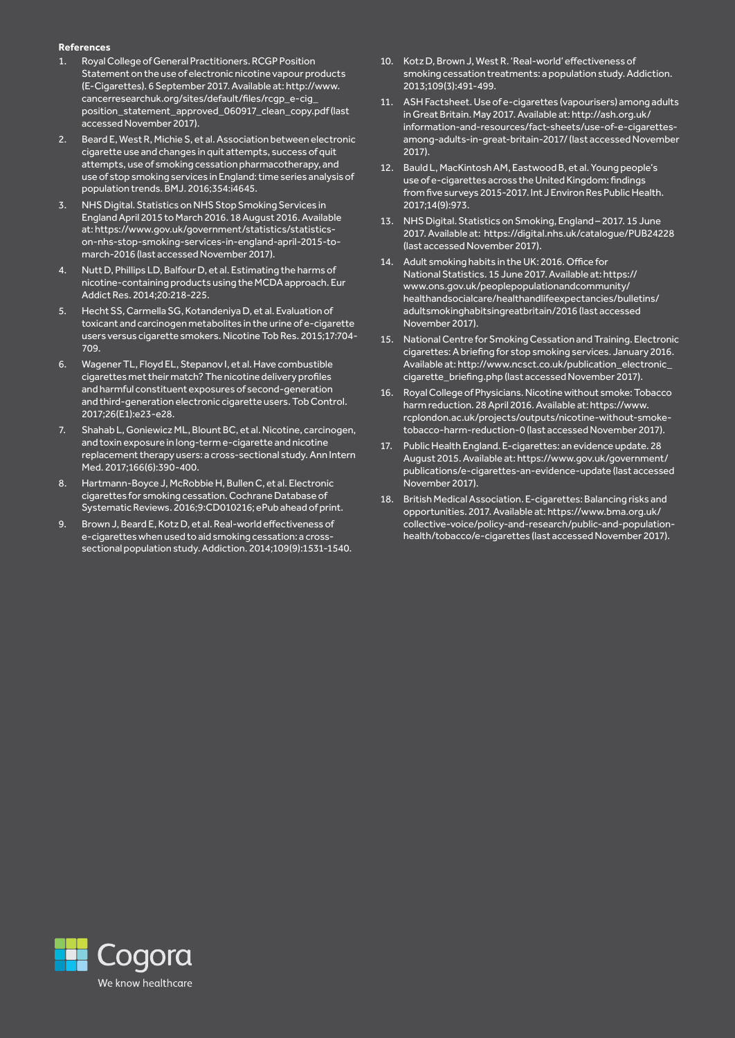**References**

1. Royal College of General Practitioners. RCGP Position Statement on the use of electronic nicotine vapour products (E-Cigarettes). 6 September 2017. Available at: http://www.cancerresearchuk.org/sites/default/files/rcgp_e-cig_position_statement_approved_060917_clean_copy.pdf (last accessed November 2017).
2. Beard E, West R, Michie S, et al. Association between electronic cigarette use and changes in quit attempts, success of quit attempts, use of smoking cessation pharmacotherapy, and use of stop smoking services in England: time series analysis of population trends. BMJ. 2016;354:i4645.
3. NHS Digital. Statistics on NHS Stop Smoking Services in England April 2015 to March 2016. 18 August 2016. Available at: https://www.gov.uk/government/statistics/statistics-on-nhs-stop-smoking-services-in-england-april-2015-to-march-2016 (last accessed November 2017).
4. Nutt D, Phillips LD, Balfour D, et al. Estimating the harms of nicotine-containing products using the MCDA approach. Eur Addict Res. 2014;20:218-225.
5. Hecht SS, Carmella SG, Kotandeniya D, et al. Evaluation of toxicant and carcinogen metabolites in the urine of e-cigarette users versus cigarette smokers. Nicotine Tob Res. 2015;17:704-709.
6. Wagener TL, Floyd EL, Stepanov I, et al. Have combustible cigarettes met their match? The nicotine delivery profiles and harmful constituent exposures of second-generation and third-generation electronic cigarette users. Tob Control. 2017;26(E1):e23-e28.
7. Shahab L, Goniewicz ML, Blount BC, et al. Nicotine, carcinogen, and toxin exposure in long-term e-cigarette and nicotine replacement therapy users: a cross-sectional study. Ann Intern Med. 2017;166(6):390-400.
8. Hartmann-Boyce J, McRobbie H, Bullen C, et al. Electronic cigarettes for smoking cessation. Cochrane Database of Systematic Reviews. 2016;9:CD010216; ePub ahead of print.
9. Brown J, Beard E, Kotz D, et al. Real-world effectiveness of e-cigarettes when used to aid smoking cessation: a cross-sectional population study. Addiction. 2014;109(9):1531-1540.
10. Kotz D, Brown J, West R. 'Real-world' effectiveness of smoking cessation treatments: a population study. Addiction. 2013;109(3):491-499.
11. ASH Factsheet. Use of e-cigarettes (vapourisers) among adults in Great Britain. May 2017. Available at: http://ash.org.uk/information-and-resources/fact-sheets/use-of-e-cigarettes-among-adults-in-great-britain-2017/ (last accessed November 2017).
12. Bauld L, MacKintosh AM, Eastwood B, et al. Young people's use of e-cigarettes across the United Kingdom: findings from five surveys 2015-2017. Int J Environ Res Public Health. 2017;14(9):973.
13. NHS Digital. Statistics on Smoking, England – 2017. 15 June 2017. Available at: https://digital.nhs.uk/catalogue/PUB24228 (last accessed November 2017).
14. Adult smoking habits in the UK: 2016. Office for National Statistics. 15 June 2017. Available at: https://www.ons.gov.uk/peoplepopulationandcommunity/healthandsocialcare/healthandlifeexpectancies/bulletins/adultsmokinghabitsingreatbritain/2016 (last accessed November 2017).
15. National Centre for Smoking Cessation and Training. Electronic cigarettes: A briefing for stop smoking services. January 2016. Available at: http://www.ncsct.co.uk/publication_electronic_cigarette_briefing.php (last accessed November 2017).
16. Royal College of Physicians. Nicotine without smoke: Tobacco harm reduction. 28 April 2016. Available at: https://www.rcplondon.ac.uk/projects/outputs/nicotine-without-smoke-tobacco-harm-reduction-0 (last accessed November 2017).
17. Public Health England. E-cigarettes: an evidence update. 28 August 2015. Available at: https://www.gov.uk/government/publications/e-cigarettes-an-evidence-update (last accessed November 2017).
18. British Medical Association. E-cigarettes: Balancing risks and opportunities. 2017. Available at: https://www.bma.org.uk/collective-voice/policy-and-research/public-and-population-health/tobacco/e-cigarettes (last accessed November 2017).

Cogora

We know healthcare